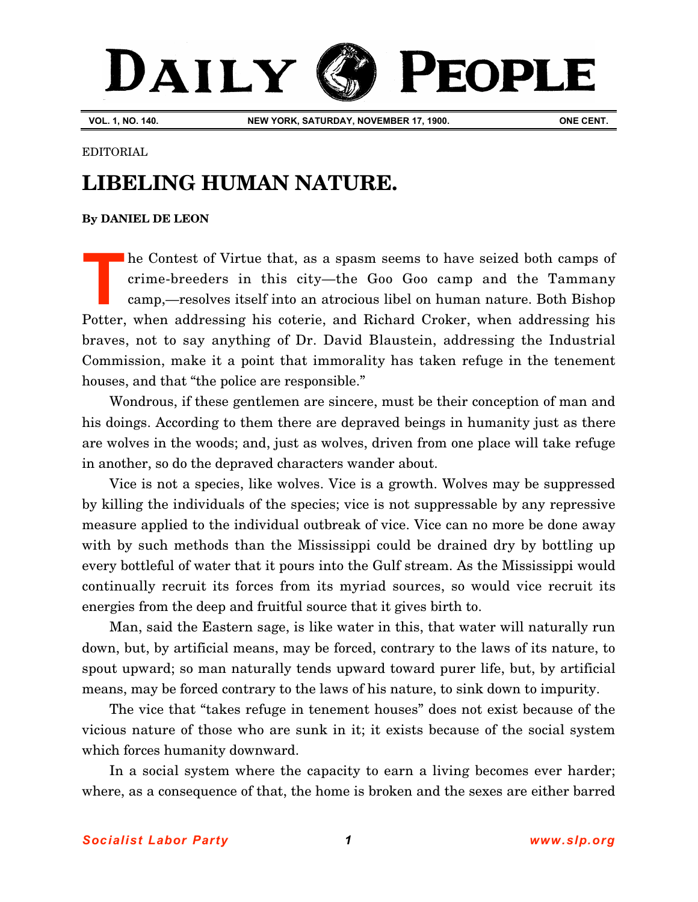# DAILY PEOPLE

**VOL. 1, NO. 140.** **NEW YORK, SATURDAY, NOVEMBER 17, 1900.** **ONE CENT.**

EDITORIAL

## LIBELING HUMAN NATURE.

**By DANIEL DE LEON**

The Contest of Virtue that, as a spasm seems to have seized both camps of crime-breeders in this city—the Goo Goo camp and the Tammany camp,—resolves itself into an atrocious libel on human nature. Both Bishop Potter, when addressing his coterie, and Richard Croker, when addressing his braves, not to say anything of Dr. David Blaustein, addressing the Industrial Commission, make it a point that immorality has taken refuge in the tenement houses, and that "the police are responsible."

Wondrous, if these gentlemen are sincere, must be their conception of man and his doings. According to them there are depraved beings in humanity just as there are wolves in the woods; and, just as wolves, driven from one place will take refuge in another, so do the depraved characters wander about.

Vice is not a species, like wolves. Vice is a growth. Wolves may be suppressed by killing the individuals of the species; vice is not suppressable by any repressive measure applied to the individual outbreak of vice. Vice can no more be done away with by such methods than the Mississippi could be drained dry by bottling up every bottleful of water that it pours into the Gulf stream. As the Mississippi would continually recruit its forces from its myriad sources, so would vice recruit its energies from the deep and fruitful source that it gives birth to.

Man, said the Eastern sage, is like water in this, that water will naturally run down, but, by artificial means, may be forced, contrary to the laws of its nature, to spout upward; so man naturally tends upward toward purer life, but, by artificial means, may be forced contrary to the laws of his nature, to sink down to impurity.

The vice that "takes refuge in tenement houses" does not exist because of the vicious nature of those who are sunk in it; it exists because of the social system which forces humanity downward.

In a social system where the capacity to earn a living becomes ever harder; where, as a consequence of that, the home is broken and the sexes are either barred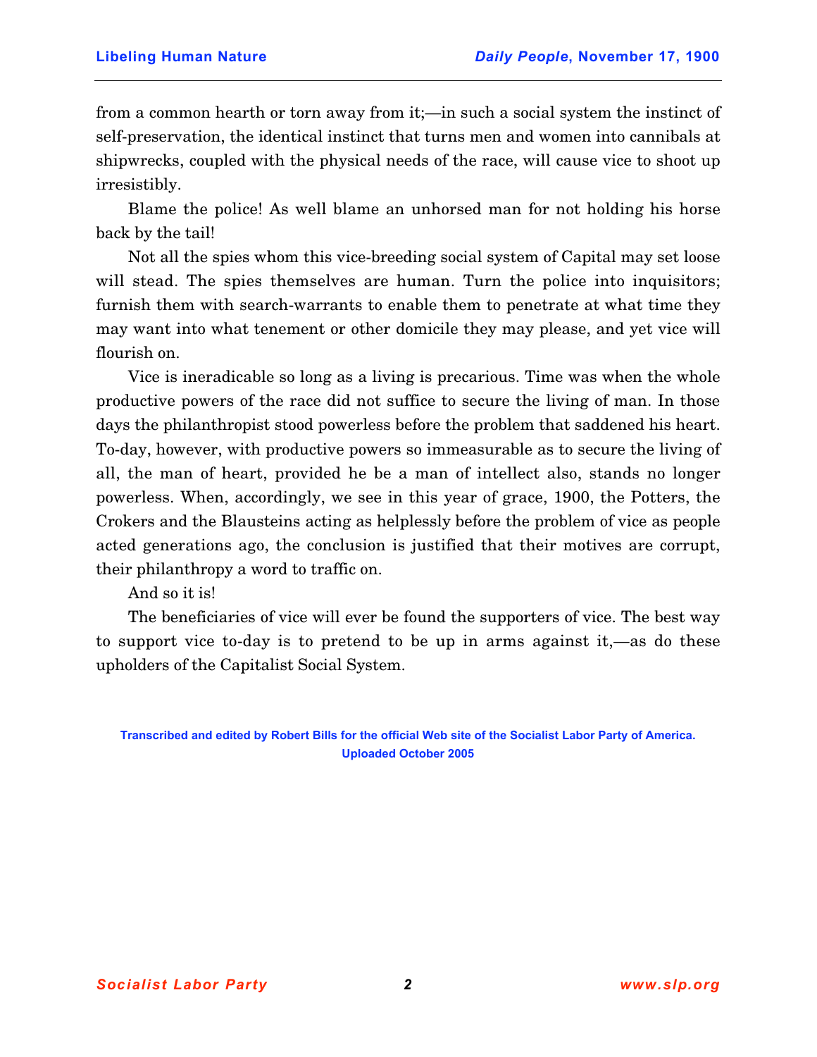from a common hearth or torn away from it;—in such a social system the instinct of self-preservation, the identical instinct that turns men and women into cannibals at shipwrecks, coupled with the physical needs of the race, will cause vice to shoot up irresistibly.

Blame the police! As well blame an unhorsed man for not holding his horse back by the tail!

Not all the spies whom this vice-breeding social system of Capital may set loose will stead. The spies themselves are human. Turn the police into inquisitors; furnish them with search-warrants to enable them to penetrate at what time they may want into what tenement or other domicile they may please, and yet vice will flourish on.

Vice is ineradicable so long as a living is precarious. Time was when the whole productive powers of the race did not suffice to secure the living of man. In those days the philanthropist stood powerless before the problem that saddened his heart. To-day, however, with productive powers so immeasurable as to secure the living of all, the man of heart, provided he be a man of intellect also, stands no longer powerless. When, accordingly, we see in this year of grace, 1900, the Potters, the Crokers and the Blausteins acting as helplessly before the problem of vice as people acted generations ago, the conclusion is justified that their motives are corrupt, their philanthropy a word to traffic on.

And so it is!

The beneficiaries of vice will ever be found the supporters of vice. The best way to support vice to-day is to pretend to be up in arms against it,—as do these upholders of the Capitalist Social System.

**Transcribed and edited by Robert Bills for the official Web site of the Socialist Labor Party of America.**
**Uploaded October 2005**